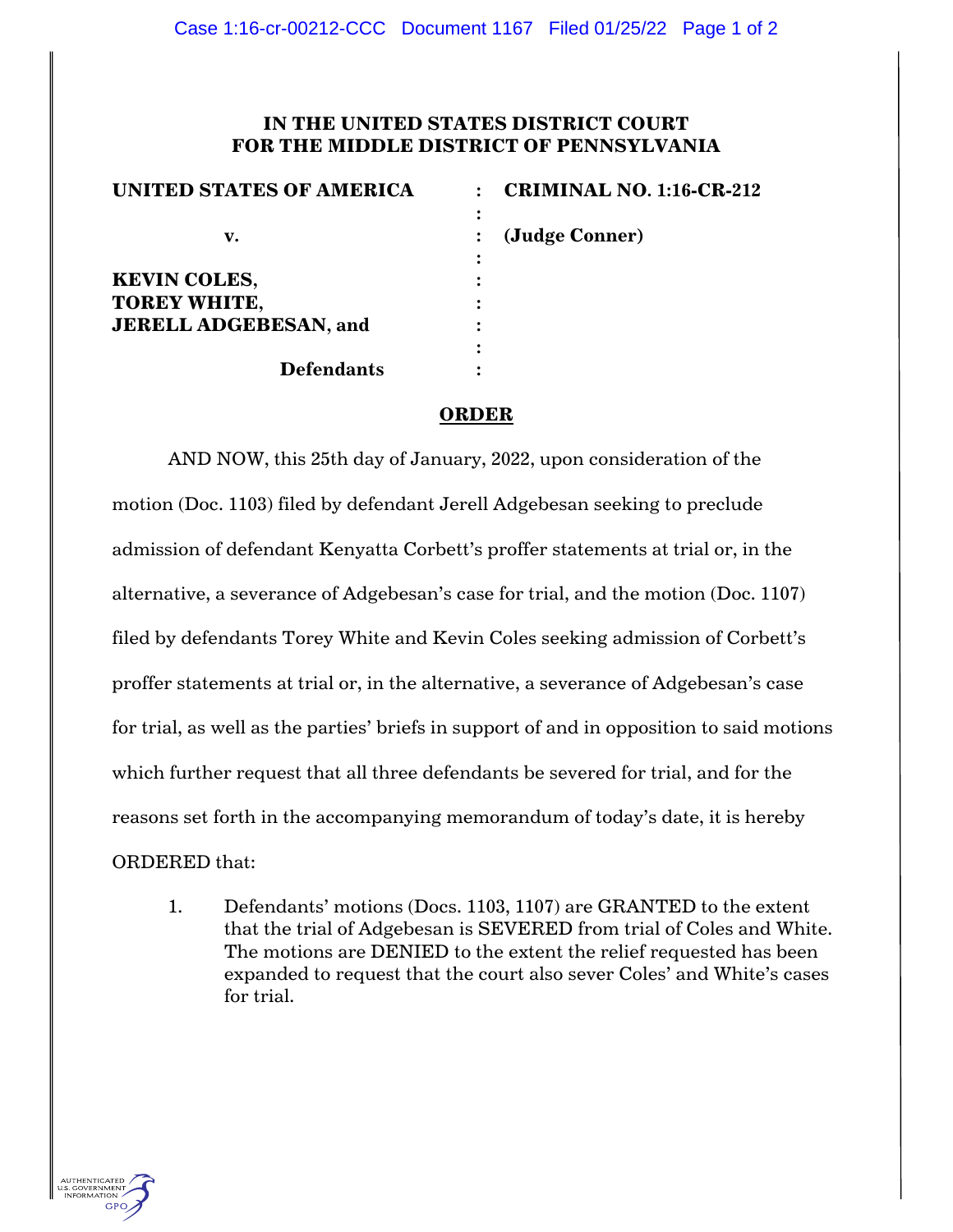# IN THE UNITED STATES DISTRICT COURT FOR THE MIDDLE DISTRICT OF PENNSYLVANIA

| | | |
|---|---|---|
| **UNITED STATES OF AMERICA** | : | **CRIMINAL NO. 1:16-CR-212** |
| | : | |
| **v.** | : | **(Judge Conner)** |
| | : | |
| **KEVIN COLES,** | : | |
| **TOREY WHITE,** | : | |
| **JERELL ADGEBESAN, and** | : | |
| | : | |
| **Defendants** | : | |

## ORDER

AND NOW, this 25th day of January, 2022, upon consideration of the motion (Doc. 1103) filed by defendant Jerell Adgebesan seeking to preclude admission of defendant Kenyatta Corbett's proffer statements at trial or, in the alternative, a severance of Adgebesan's case for trial, and the motion (Doc. 1107) filed by defendants Torey White and Kevin Coles seeking admission of Corbett's proffer statements at trial or, in the alternative, a severance of Adgebesan's case for trial, as well as the parties' briefs in support of and in opposition to said motions which further request that all three defendants be severed for trial, and for the reasons set forth in the accompanying memorandum of today's date, it is hereby ORDERED that:

1. Defendants' motions (Docs. 1103, 1107) are GRANTED to the extent that the trial of Adgebesan is SEVERED from trial of Coles and White. The motions are DENIED to the extent the relief requested has been expanded to request that the court also sever Coles' and White's cases for trial.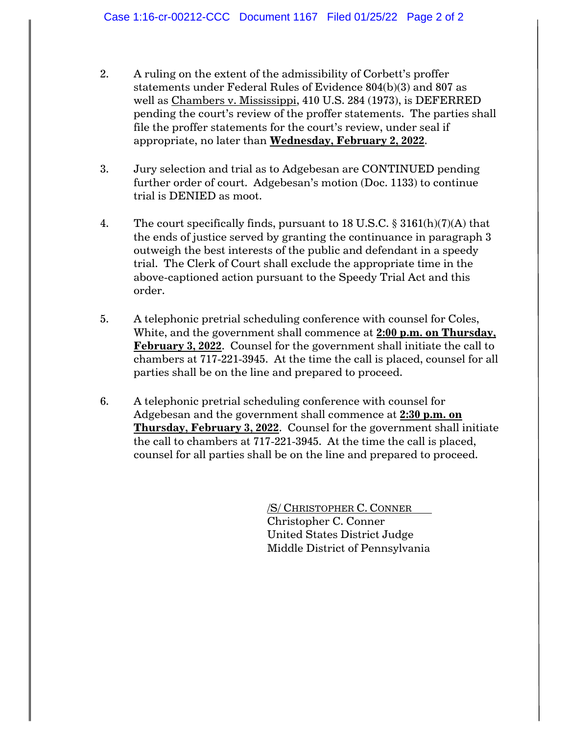2. A ruling on the extent of the admissibility of Corbett's proffer statements under Federal Rules of Evidence 804(b)(3) and 807 as well as Chambers v. Mississippi, 410 U.S. 284 (1973), is DEFERRED pending the court's review of the proffer statements. The parties shall file the proffer statements for the court's review, under seal if appropriate, no later than **Wednesday, February 2, 2022**.

3. Jury selection and trial as to Adgebesan are CONTINUED pending further order of court. Adgebesan's motion (Doc. 1133) to continue trial is DENIED as moot.

4. The court specifically finds, pursuant to 18 U.S.C. § 3161(h)(7)(A) that the ends of justice served by granting the continuance in paragraph 3 outweigh the best interests of the public and defendant in a speedy trial. The Clerk of Court shall exclude the appropriate time in the above-captioned action pursuant to the Speedy Trial Act and this order.

5. A telephonic pretrial scheduling conference with counsel for Coles, White, and the government shall commence at **2:00 p.m. on Thursday, February 3, 2022**. Counsel for the government shall initiate the call to chambers at 717-221-3945. At the time the call is placed, counsel for all parties shall be on the line and prepared to proceed.

6. A telephonic pretrial scheduling conference with counsel for Adgebesan and the government shall commence at **2:30 p.m. on Thursday, February 3, 2022**. Counsel for the government shall initiate the call to chambers at 717-221-3945. At the time the call is placed, counsel for all parties shall be on the line and prepared to proceed.

/S/ CHRISTOPHER C. CONNER
Christopher C. Conner
United States District Judge
Middle District of Pennsylvania